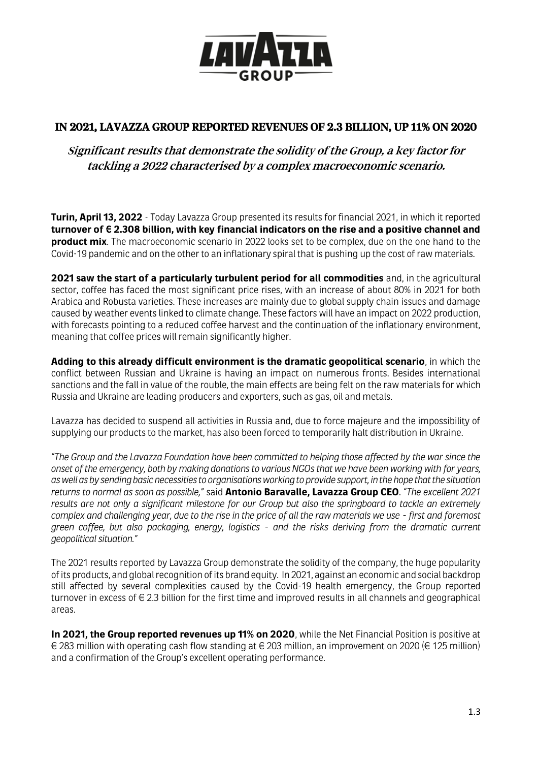# IN 2021, LAVAZZA GROUP REPORTED REVENUES OF 2.3 BILLION, UP 11% ON 2020

## *Significant results that demonstrate the solidity of the Group, a key factor for tackling a 2022 characterised by a complex macroeconomic scenario.*

**Turin, April 13, 2022** - Today Lavazza Group presented its results for financial 2021, in which it reported **turnover of € 2.308 billion, with key financial indicators on the rise and a positive channel and product mix**. The macroeconomic scenario in 2022 looks set to be complex, due on the one hand to the Covid-19 pandemic and on the other to an inflationary spiral that is pushing up the cost of raw materials.

**2021 saw the start of a particularly turbulent period for all commodities** and, in the agricultural sector, coffee has faced the most significant price rises, with an increase of about 80% in 2021 for both Arabica and Robusta varieties. These increases are mainly due to global supply chain issues and damage caused by weather events linked to climate change. These factors will have an impact on 2022 production, with forecasts pointing to a reduced coffee harvest and the continuation of the inflationary environment, meaning that coffee prices will remain significantly higher.

**Adding to this already difficult environment is the dramatic geopolitical scenario**, in which the conflict between Russian and Ukraine is having an impact on numerous fronts. Besides international sanctions and the fall in value of the rouble, the main effects are being felt on the raw materials for which Russia and Ukraine are leading producers and exporters, such as gas, oil and metals.

Lavazza has decided to suspend all activities in Russia and, due to force majeure and the impossibility of supplying our products to the market, has also been forced to temporarily halt distribution in Ukraine.

*"The Group and the Lavazza Foundation have been committed to helping those affected by the war since the onset of the emergency, both by making donations to various NGOs that we have been working with for years, as well as by sending basic necessities to organisations working to provide support, in the hope that the situation returns to normal as soon as possible,"* said **Antonio Baravalle, Lavazza Group CEO**. *"The excellent 2021 results are not only a significant milestone for our Group but also the springboard to tackle an extremely complex and challenging year, due to the rise in the price of all the raw materials we use - first and foremost green coffee, but also packaging, energy, logistics - and the risks deriving from the dramatic current geopolitical situation."*

The 2021 results reported by Lavazza Group demonstrate the solidity of the company, the huge popularity of its products, and global recognition of its brand equity. In 2021, against an economic and social backdrop still affected by several complexities caused by the Covid-19 health emergency, the Group reported turnover in excess of € 2.3 billion for the first time and improved results in all channels and geographical areas.

**In 2021, the Group reported revenues up 11% on 2020**, while the Net Financial Position is positive at € 283 million with operating cash flow standing at € 203 million, an improvement on 2020 (€ 125 million) and a confirmation of the Group's excellent operating performance.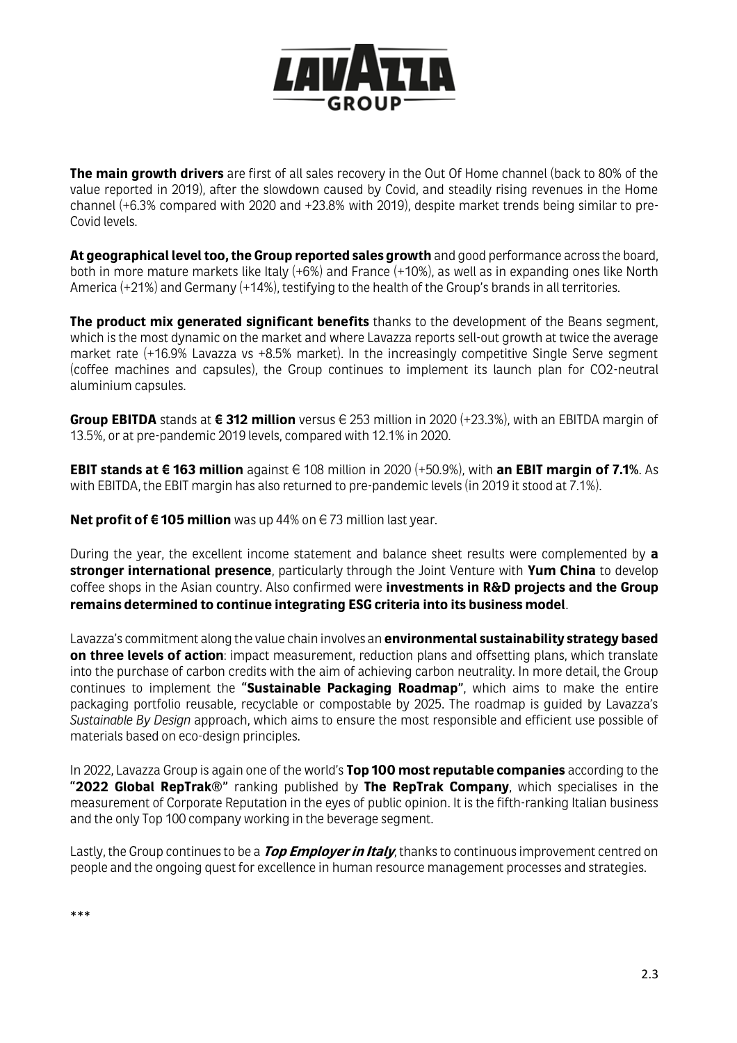**The main growth drivers** are first of all sales recovery in the Out Of Home channel (back to 80% of the value reported in 2019), after the slowdown caused by Covid, and steadily rising revenues in the Home channel (+6.3% compared with 2020 and +23.8% with 2019), despite market trends being similar to pre-Covid levels.

**At geographical level too, the Group reported sales growth** and good performance across the board, both in more mature markets like Italy (+6%) and France (+10%), as well as in expanding ones like North America (+21%) and Germany (+14%), testifying to the health of the Group's brands in all territories.

**The product mix generated significant benefits** thanks to the development of the Beans segment, which is the most dynamic on the market and where Lavazza reports sell-out growth at twice the average market rate (+16.9% Lavazza vs +8.5% market). In the increasingly competitive Single Serve segment (coffee machines and capsules), the Group continues to implement its launch plan for CO2-neutral aluminium capsules.

**Group EBITDA** stands at **€ 312 million** versus € 253 million in 2020 (+23.3%), with an EBITDA margin of 13.5%, or at pre-pandemic 2019 levels, compared with 12.1% in 2020.

**EBIT stands at € 163 million** against € 108 million in 2020 (+50.9%), with **an EBIT margin of 7.1%**. As with EBITDA, the EBIT margin has also returned to pre-pandemic levels (in 2019 it stood at 7.1%).

**Net profit of € 105 million** was up 44% on € 73 million last year.

During the year, the excellent income statement and balance sheet results were complemented by **a stronger international presence**, particularly through the Joint Venture with **Yum China** to develop coffee shops in the Asian country. Also confirmed were **investments in R&D projects and the Group remains determined to continue integrating ESG criteria into its business model**.

Lavazza's commitment along the value chain involves an **environmental sustainability strategy based on three levels of action**: impact measurement, reduction plans and offsetting plans, which translate into the purchase of carbon credits with the aim of achieving carbon neutrality. In more detail, the Group continues to implement the **"Sustainable Packaging Roadmap"**, which aims to make the entire packaging portfolio reusable, recyclable or compostable by 2025. The roadmap is guided by Lavazza's *Sustainable By Design* approach, which aims to ensure the most responsible and efficient use possible of materials based on eco-design principles.

In 2022, Lavazza Group is again one of the world's **Top 100 most reputable companies** according to the **"2022 Global RepTrak®"** ranking published by **The RepTrak Company**, which specialises in the measurement of Corporate Reputation in the eyes of public opinion. It is the fifth-ranking Italian business and the only Top 100 company working in the beverage segment.

Lastly, the Group continues to be a ***Top Employer in Italy***, thanks to continuous improvement centred on people and the ongoing quest for excellence in human resource management processes and strategies.

***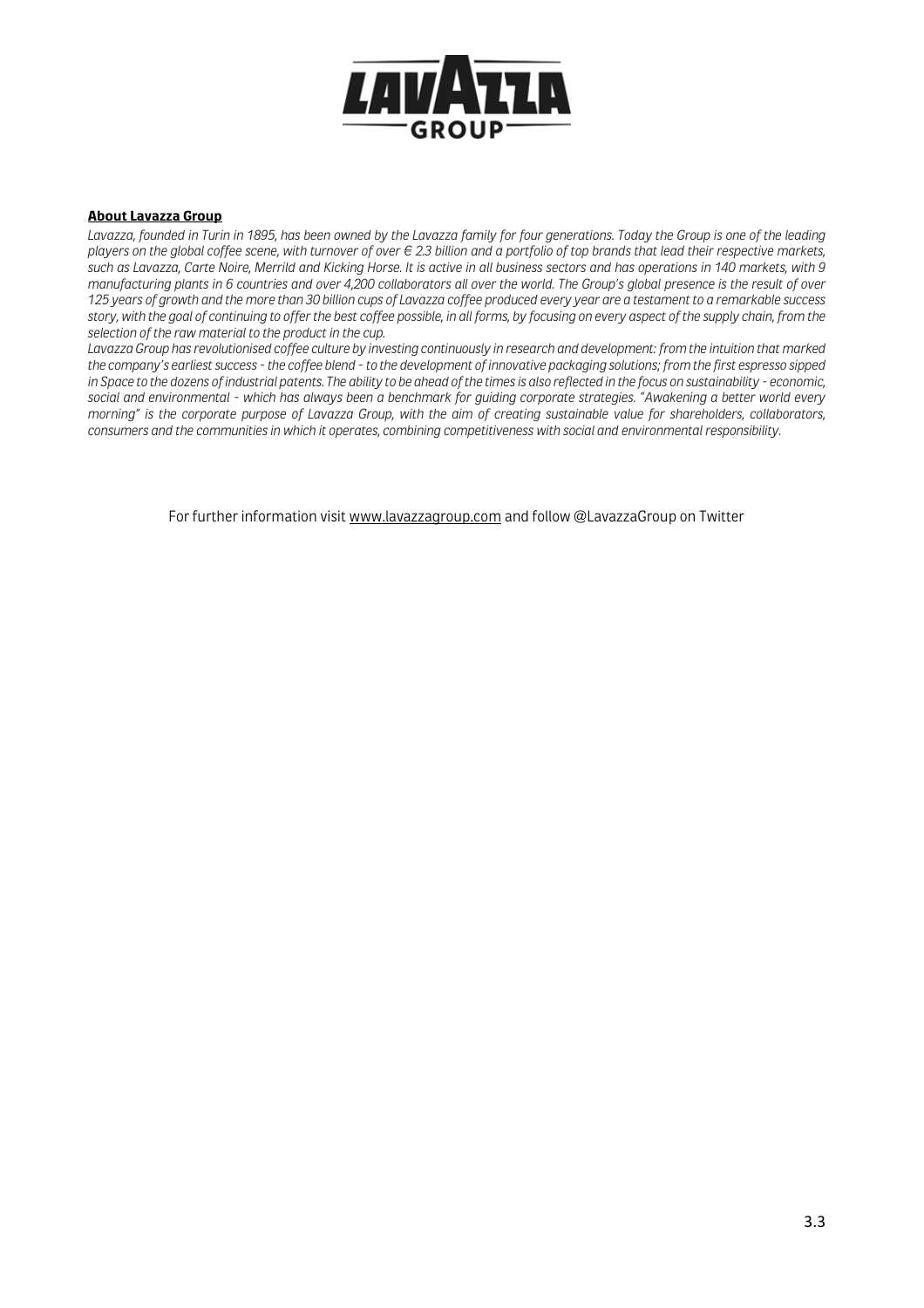**About Lavazza Group**

*Lavazza, founded in Turin in 1895, has been owned by the Lavazza family for four generations. Today the Group is one of the leading players on the global coffee scene, with turnover of over € 2.3 billion and a portfolio of top brands that lead their respective markets, such as Lavazza, Carte Noire, Merrild and Kicking Horse. It is active in all business sectors and has operations in 140 markets, with 9 manufacturing plants in 6 countries and over 4,200 collaborators all over the world. The Group's global presence is the result of over 125 years of growth and the more than 30 billion cups of Lavazza coffee produced every year are a testament to a remarkable success story, with the goal of continuing to offer the best coffee possible, in all forms, by focusing on every aspect of the supply chain, from the selection of the raw material to the product in the cup.*

*Lavazza Group has revolutionised coffee culture by investing continuously in research and development: from the intuition that marked the company's earliest success - the coffee blend - to the development of innovative packaging solutions; from the first espresso sipped in Space to the dozens of industrial patents. The ability to be ahead of the times is also reflected in the focus on sustainability - economic, social and environmental - which has always been a benchmark for guiding corporate strategies. "Awakening a better world every morning" is the corporate purpose of Lavazza Group, with the aim of creating sustainable value for shareholders, collaborators, consumers and the communities in which it operates, combining competitiveness with social and environmental responsibility.*

For further information visit www.lavazzagroup.com and follow @LavazzaGroup on Twitter